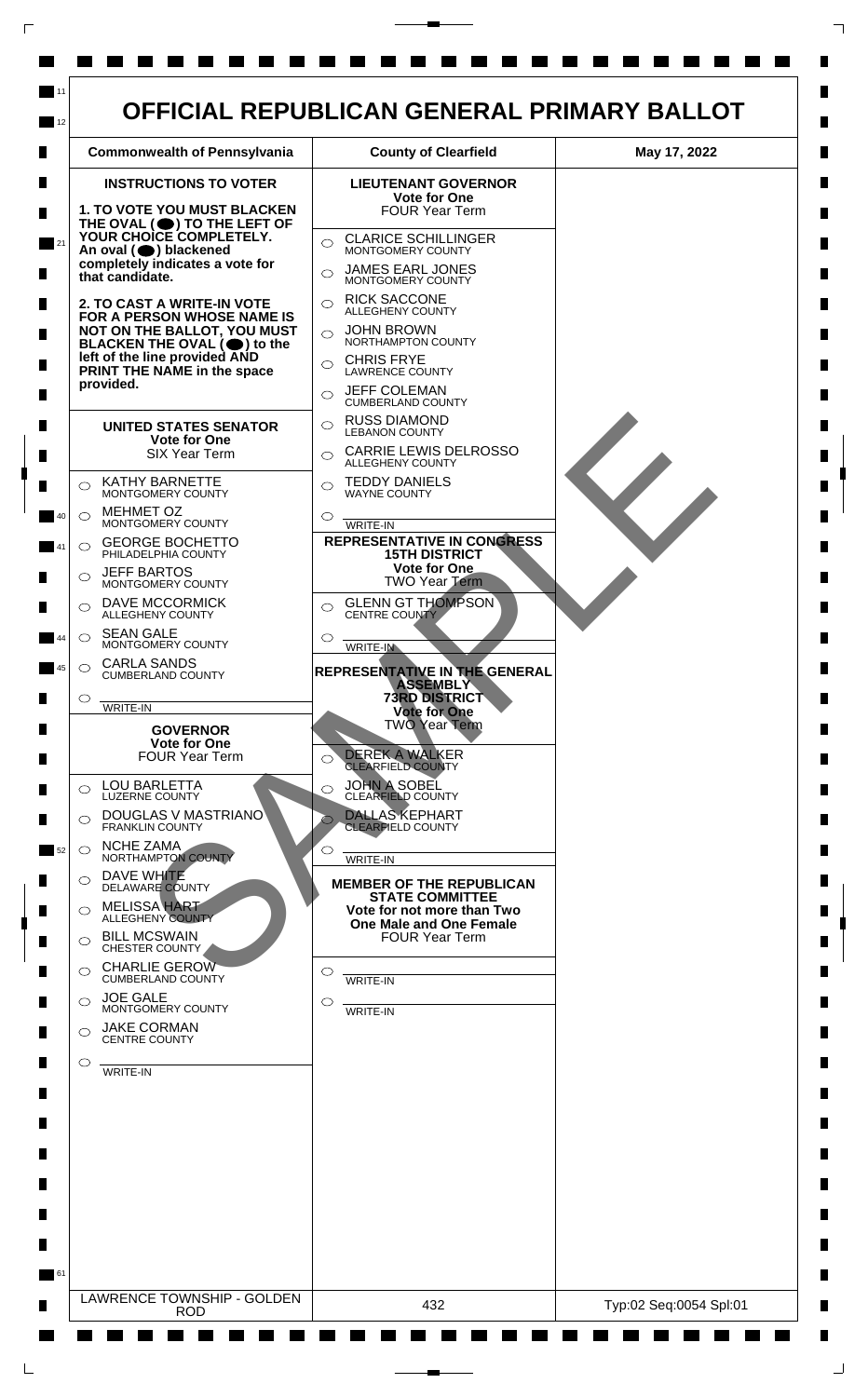# OFFICIAL REPUBLICAN GENERAL PRIMARY BALLOT

| Commonwealth of Pennsylvania | County of Clearfield | May 17, 2022 |
| --- | --- | --- |

## INSTRUCTIONS TO VOTER

**1. TO VOTE YOU MUST BLACKEN THE OVAL (⬤) TO THE LEFT OF YOUR CHOICE COMPLETELY. An oval (⬤) blackened completely indicates a vote for that candidate.**

**2. TO CAST A WRITE-IN VOTE FOR A PERSON WHOSE NAME IS NOT ON THE BALLOT, YOU MUST BLACKEN THE OVAL (⬤) to the left of the line provided AND PRINT THE NAME in the space provided.**

### UNITED STATES SENATOR
**Vote for One**
SIX Year Term

- ○ KATHY BARNETTE — MONTGOMERY COUNTY
- ○ MEHMET OZ — MONTGOMERY COUNTY
- ○ GEORGE BOCHETTO — PHILADELPHIA COUNTY
- ○ JEFF BARTOS — MONTGOMERY COUNTY
- ○ DAVE MCCORMICK — ALLEGHENY COUNTY
- ○ SEAN GALE — MONTGOMERY COUNTY
- ○ CARLA SANDS — CUMBERLAND COUNTY
- ○ ______ WRITE-IN

### GOVERNOR
**Vote for One**
FOUR Year Term

- ○ LOU BARLETTA — LUZERNE COUNTY
- ○ DOUGLAS V MASTRIANO — FRANKLIN COUNTY
- ○ NCHE ZAMA — NORTHAMPTON COUNTY
- ○ DAVE WHITE — DELAWARE COUNTY
- ○ MELISSA HART — ALLEGHENY COUNTY
- ○ BILL MCSWAIN — CHESTER COUNTY
- ○ CHARLIE GEROW — CUMBERLAND COUNTY
- ○ JOE GALE — MONTGOMERY COUNTY
- ○ JAKE CORMAN — CENTRE COUNTY
- ○ ______ WRITE-IN

### LIEUTENANT GOVERNOR
**Vote for One**
FOUR Year Term

- ○ CLARICE SCHILLINGER — MONTGOMERY COUNTY
- ○ JAMES EARL JONES — MONTGOMERY COUNTY
- ○ RICK SACCONE — ALLEGHENY COUNTY
- ○ JOHN BROWN — NORTHAMPTON COUNTY
- ○ CHRIS FRYE — LAWRENCE COUNTY
- ○ JEFF COLEMAN — CUMBERLAND COUNTY
- ○ RUSS DIAMOND — LEBANON COUNTY
- ○ CARRIE LEWIS DELROSSO — ALLEGHENY COUNTY
- ○ TEDDY DANIELS — WAYNE COUNTY
- ○ ______ WRITE-IN

### REPRESENTATIVE IN CONGRESS 15TH DISTRICT
**Vote for One**
TWO Year Term

- ○ GLENN GT THOMPSON — CENTRE COUNTY
- ○ ______ WRITE-IN

### REPRESENTATIVE IN THE GENERAL ASSEMBLY 73RD DISTRICT
**Vote for One**
TWO Year Term

- ○ DEREK A WALKER — CLEARFIELD COUNTY
- ○ JOHN A SOBEL — CLEARFIELD COUNTY
- ○ DALLAS KEPHART — CLEARFIELD COUNTY
- ○ ______ WRITE-IN

### MEMBER OF THE REPUBLICAN STATE COMMITTEE
**Vote for not more than Two One Male and One Female**
FOUR Year Term

- ○ ______ WRITE-IN
- ○ ______ WRITE-IN

SAMPLE

| LAWRENCE TOWNSHIP - GOLDEN ROD | 432 | Typ:02 Seq:0054 Spl:01 |
| --- | --- | --- |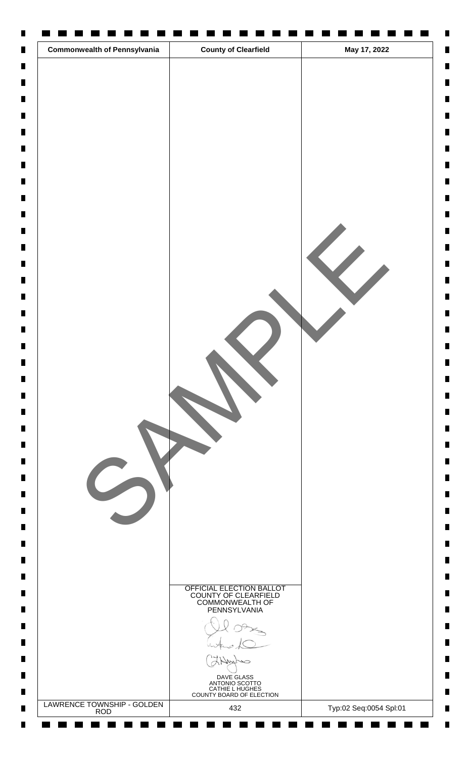| Commonwealth of Pennsylvania | County of Clearfield | May 17, 2022 |
|---|---|---|
| | | |

SAMPLE

OFFICIAL ELECTION BALLOT
COUNTY OF CLEARFIELD
COMMONWEALTH OF PENNSYLVANIA

DAVE GLASS
ANTONIO SCOTTO
CATHIE L HUGHES
COUNTY BOARD OF ELECTION

| LAWRENCE TOWNSHIP - GOLDEN ROD | 432 | Typ:02 Seq:0054 Spl:01 |
|---|---|---|